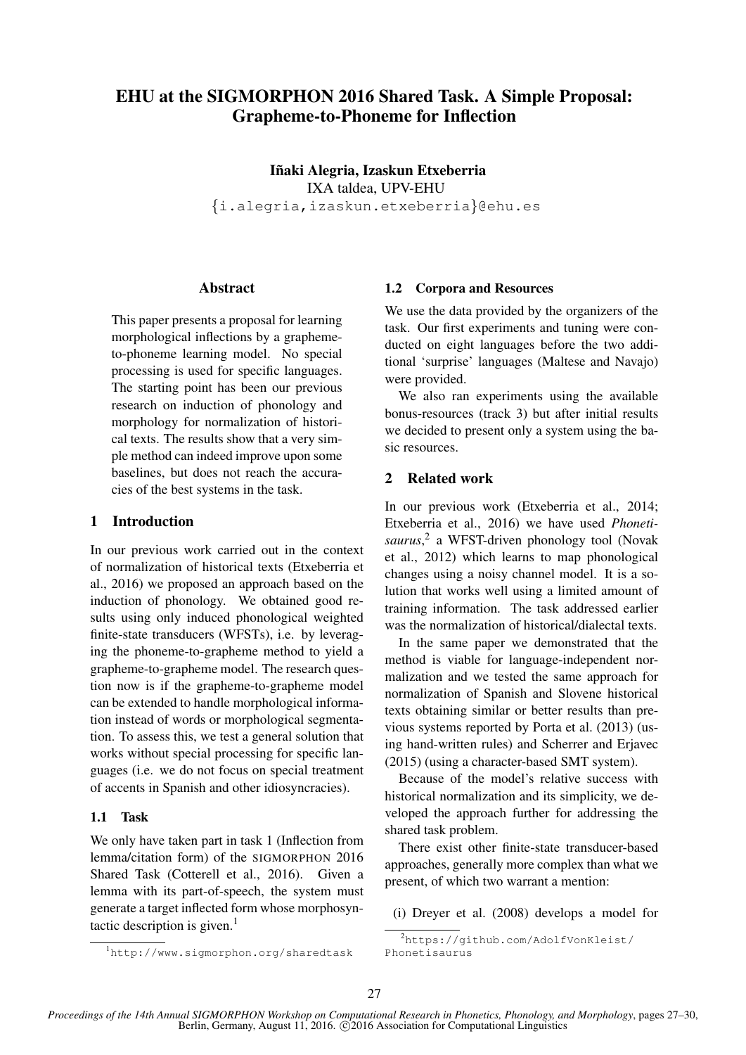# EHU at the SIGMORPHON 2016 Shared Task. A Simple Proposal: Grapheme-to-Phoneme for Inflection

**Iñaki Alegria, Izaskun Etxeberria**
IXA taldea, UPV-EHU
{i.alegria,izaskun.etxeberria}@ehu.es

## Abstract

This paper presents a proposal for learning morphological inflections by a grapheme-to-phoneme learning model. No special processing is used for specific languages. The starting point has been our previous research on induction of phonology and morphology for normalization of historical texts. The results show that a very simple method can indeed improve upon some baselines, but does not reach the accuracies of the best systems in the task.

## 1 Introduction

In our previous work carried out in the context of normalization of historical texts (Etxeberria et al., 2016) we proposed an approach based on the induction of phonology. We obtained good results using only induced phonological weighted finite-state transducers (WFSTs), i.e. by leveraging the phoneme-to-grapheme method to yield a grapheme-to-grapheme model. The research question now is if the grapheme-to-grapheme model can be extended to handle morphological information instead of words or morphological segmentation. To assess this, we test a general solution that works without special processing for specific languages (i.e. we do not focus on special treatment of accents in Spanish and other idiosyncracies).

### 1.1 Task

We only have taken part in task 1 (Inflection from lemma/citation form) of the SIGMORPHON 2016 Shared Task (Cotterell et al., 2016). Given a lemma with its part-of-speech, the system must generate a target inflected form whose morphosyntactic description is given.[1]

[1] http://www.sigmorphon.org/sharedtask

### 1.2 Corpora and Resources

We use the data provided by the organizers of the task. Our first experiments and tuning were conducted on eight languages before the two additional 'surprise' languages (Maltese and Navajo) were provided.

We also ran experiments using the available bonus-resources (track 3) but after initial results we decided to present only a system using the basic resources.

## 2 Related work

In our previous work (Etxeberria et al., 2014; Etxeberria et al., 2016) we have used *Phonetisaurus*,[2] a WFST-driven phonology tool (Novak et al., 2012) which learns to map phonological changes using a noisy channel model. It is a solution that works well using a limited amount of training information. The task addressed earlier was the normalization of historical/dialectal texts.

In the same paper we demonstrated that the method is viable for language-independent normalization and we tested the same approach for normalization of Spanish and Slovene historical texts obtaining similar or better results than previous systems reported by Porta et al. (2013) (using hand-written rules) and Scherrer and Erjavec (2015) (using a character-based SMT system).

Because of the model's relative success with historical normalization and its simplicity, we developed the approach further for addressing the shared task problem.

There exist other finite-state transducer-based approaches, generally more complex than what we present, of which two warrant a mention:

(i) Dreyer et al. (2008) develops a model for

[2] https://github.com/AdolfVonKleist/Phonetisaurus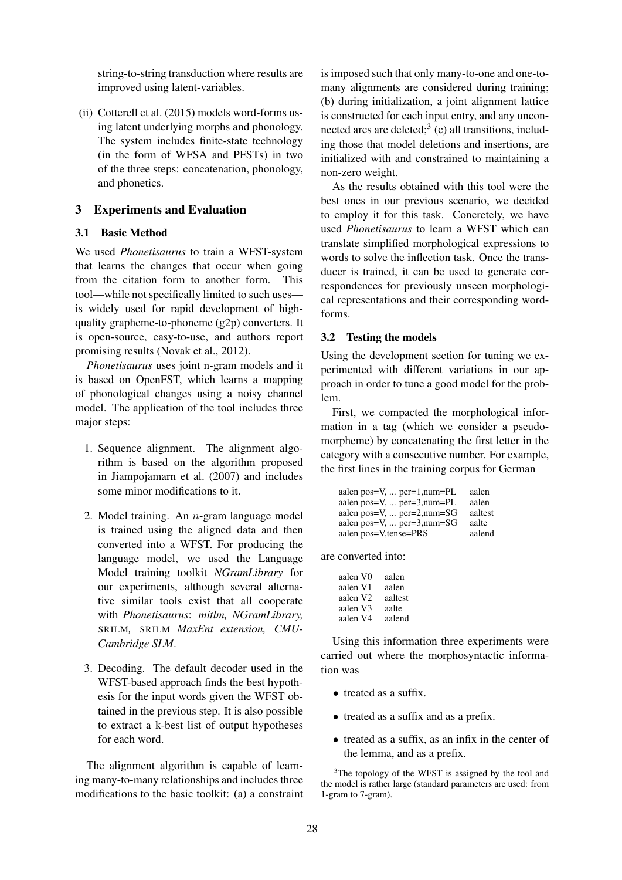string-to-string transduction where results are improved using latent-variables.

(ii) Cotterell et al. (2015) models word-forms using latent underlying morphs and phonology. The system includes finite-state technology (in the form of WFSA and PFSTs) in two of the three steps: concatenation, phonology, and phonetics.

## 3 Experiments and Evaluation

### 3.1 Basic Method

We used *Phonetisaurus* to train a WFST-system that learns the changes that occur when going from the citation form to another form. This tool—while not specifically limited to such uses—is widely used for rapid development of high-quality grapheme-to-phoneme (g2p) converters. It is open-source, easy-to-use, and authors report promising results (Novak et al., 2012).

*Phonetisaurus* uses joint n-gram models and it is based on OpenFST, which learns a mapping of phonological changes using a noisy channel model. The application of the tool includes three major steps:

1. Sequence alignment. The alignment algorithm is based on the algorithm proposed in Jiampojamarn et al. (2007) and includes some minor modifications to it.
2. Model training. An $n$-gram language model is trained using the aligned data and then converted into a WFST. For producing the language model, we used the Language Model training toolkit *NGramLibrary* for our experiments, although several alternative similar tools exist that all cooperate with *Phonetisaurus*: *mitlm, NGramLibrary,* SRILM, SRILM *MaxEnt extension, CMU-Cambridge SLM*.
3. Decoding. The default decoder used in the WFST-based approach finds the best hypothesis for the input words given the WFST obtained in the previous step. It is also possible to extract a k-best list of output hypotheses for each word.

The alignment algorithm is capable of learning many-to-many relationships and includes three modifications to the basic toolkit: (a) a constraint is imposed such that only many-to-one and one-to-many alignments are considered during training; (b) during initialization, a joint alignment lattice is constructed for each input entry, and any unconnected arcs are deleted;[3] (c) all transitions, including those that model deletions and insertions, are initialized with and constrained to maintaining a non-zero weight.

As the results obtained with this tool were the best ones in our previous scenario, we decided to employ it for this task. Concretely, we have used *Phonetisaurus* to learn a WFST which can translate simplified morphological expressions to words to solve the inflection task. Once the transducer is trained, it can be used to generate correspondences for previously unseen morphological representations and their corresponding word-forms.

### 3.2 Testing the models

Using the development section for tuning we experimented with different variations in our approach in order to tune a good model for the problem.

First, we compacted the morphological information in a tag (which we consider a pseudo-morpheme) by concatenating the first letter in the category with a consecutive number. For example, the first lines in the training corpus for German

```
aalen pos=V, ... per=1,num=PL    aalen
aalen pos=V, ... per=3,num=PL    aalen
aalen pos=V, ... per=2,num=SG    aaltest
aalen pos=V, ... per=3,num=SG    aalte
aalen pos=V,tense=PRS            aalend
```

are converted into:

```
aalen V0    aalen
aalen V1    aalen
aalen V2    aaltest
aalen V3    aalte
aalen V4    aalend
```

Using this information three experiments were carried out where the morphosyntactic information was

- treated as a suffix.
- treated as a suffix and as a prefix.
- treated as a suffix, as an infix in the center of the lemma, and as a prefix.

[3] The topology of the WFST is assigned by the tool and the model is rather large (standard parameters are used: from 1-gram to 7-gram).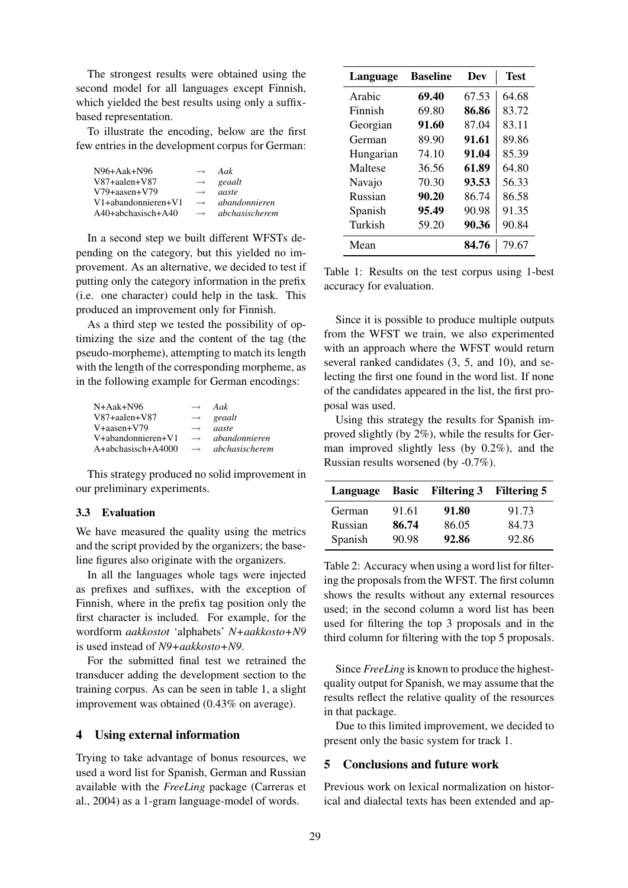The strongest results were obtained using the second model for all languages except Finnish, which yielded the best results using only a suffix-based representation.

To illustrate the encoding, below are the first few entries in the development corpus for German:

```
N96+Aak+N96            →  Aak
V87+aalen+V87          →  geaalt
V79+aasen+V79          →  aaste
V1+abandonnieren+V1    →  abandonnieren
A40+abchasisch+A40     →  abchasischerem
```

In a second step we built different WFSTs depending on the category, but this yielded no improvement. As an alternative, we decided to test if putting only the category information in the prefix (i.e. one character) could help in the task. This produced an improvement only for Finnish.

As a third step we tested the possibility of optimizing the size and the content of the tag (the pseudo-morpheme), attempting to match its length with the length of the corresponding morpheme, as in the following example for German encodings:

```
N+Aak+N96              →  Aak
V87+aalen+V87          →  geaalt
V+aasen+V79            →  aaste
V+abandonnieren+V1     →  abandonnieren
A+abchasisch+A4000     →  abchasischerem
```

This strategy produced no solid improvement in our preliminary experiments.

### 3.3 Evaluation

We have measured the quality using the metrics and the script provided by the organizers; the baseline figures also originate with the organizers.

In all the languages whole tags were injected as prefixes and suffixes, with the exception of Finnish, where in the prefix tag position only the first character is included. For example, for the wordform *aakkostot* 'alphabets' *N+aakkosto+N9* is used instead of *N9+aakkosto+N9*.

For the submitted final test we retrained the transducer adding the development section to the training corpus. As can be seen in table 1, a slight improvement was obtained (0.43% on average).

| Language | Baseline | Dev | Test |
|---|---|---|---|
| Arabic | **69.40** | 67.53 | 64.68 |
| Finnish | 69.80 | **86.86** | 83.72 |
| Georgian | **91.60** | 87.04 | 83.11 |
| German | 89.90 | **91.61** | 89.86 |
| Hungarian | 74.10 | **91.04** | 85.39 |
| Maltese | 36.56 | **61.89** | 64.80 |
| Navajo | 70.30 | **93.53** | 56.33 |
| Russian | **90.20** | 86.74 | 86.58 |
| Spanish | **95.49** | 90.98 | 91.35 |
| Turkish | 59.20 | **90.36** | 90.84 |
| Mean | | **84.76** | 79.67 |

Table 1: Results on the test corpus using 1-best accuracy for evaluation.

## 4 Using external information

Trying to take advantage of bonus resources, we used a word list for Spanish, German and Russian available with the *FreeLing* package (Carreras et al., 2004) as a 1-gram language-model of words.

Since it is possible to produce multiple outputs from the WFST we train, we also experimented with an approach where the WFST would return several ranked candidates (3, 5, and 10), and selecting the first one found in the word list. If none of the candidates appeared in the list, the first proposal was used.

Using this strategy the results for Spanish improved slightly (by 2%), while the results for German improved slightly less (by 0.2%), and the Russian results worsened (by -0.7%).

| Language | Basic | Filtering 3 | Filtering 5 |
|---|---|---|---|
| German | 91.61 | **91.80** | 91.73 |
| Russian | **86.74** | 86.05 | 84.73 |
| Spanish | 90.98 | **92.86** | 92.86 |

Table 2: Accuracy when using a word list for filtering the proposals from the WFST. The first column shows the results without any external resources used; in the second column a word list has been used for filtering the top 3 proposals and in the third column for filtering with the top 5 proposals.

Since *FreeLing* is known to produce the highest-quality output for Spanish, we may assume that the results reflect the relative quality of the resources in that package.

Due to this limited improvement, we decided to present only the basic system for track 1.

## 5 Conclusions and future work

Previous work on lexical normalization on historical and dialectal texts has been extended and ap-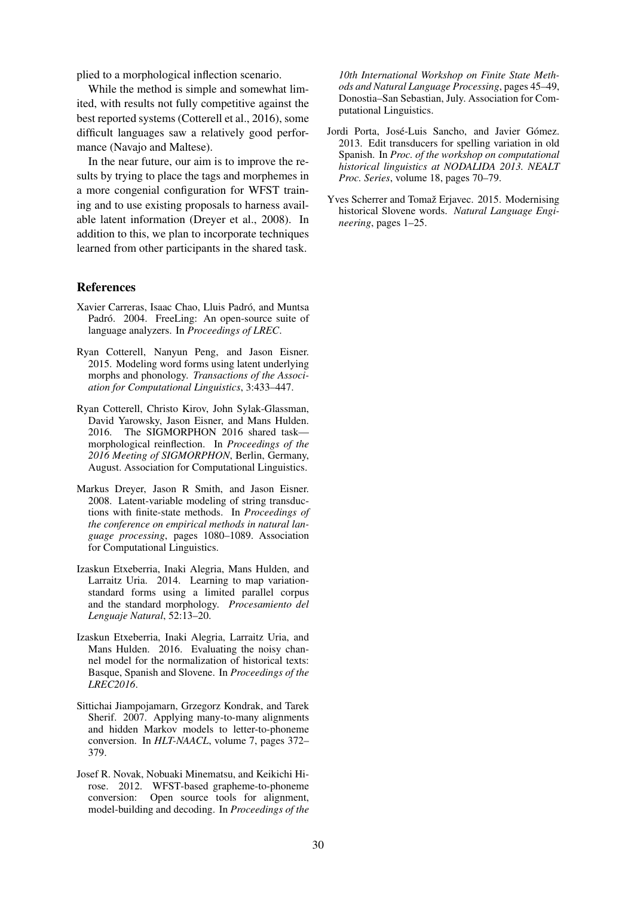plied to a morphological inflection scenario.

While the method is simple and somewhat limited, with results not fully competitive against the best reported systems (Cotterell et al., 2016), some difficult languages saw a relatively good performance (Navajo and Maltese).

In the near future, our aim is to improve the results by trying to place the tags and morphemes in a more congenial configuration for WFST training and to use existing proposals to harness available latent information (Dreyer et al., 2008). In addition to this, we plan to incorporate techniques learned from other participants in the shared task.

## References

Xavier Carreras, Isaac Chao, Lluis Padró, and Muntsa Padró. 2004. FreeLing: An open-source suite of language analyzers. In *Proceedings of LREC*.

Ryan Cotterell, Nanyun Peng, and Jason Eisner. 2015. Modeling word forms using latent underlying morphs and phonology. *Transactions of the Association for Computational Linguistics*, 3:433–447.

Ryan Cotterell, Christo Kirov, John Sylak-Glassman, David Yarowsky, Jason Eisner, and Mans Hulden. 2016. The SIGMORPHON 2016 shared task—morphological reinflection. In *Proceedings of the 2016 Meeting of SIGMORPHON*, Berlin, Germany, August. Association for Computational Linguistics.

Markus Dreyer, Jason R Smith, and Jason Eisner. 2008. Latent-variable modeling of string transductions with finite-state methods. In *Proceedings of the conference on empirical methods in natural language processing*, pages 1080–1089. Association for Computational Linguistics.

Izaskun Etxeberria, Inaki Alegria, Mans Hulden, and Larraitz Uria. 2014. Learning to map variation-standard forms using a limited parallel corpus and the standard morphology. *Procesamiento del Lenguaje Natural*, 52:13–20.

Izaskun Etxeberria, Inaki Alegria, Larraitz Uria, and Mans Hulden. 2016. Evaluating the noisy channel model for the normalization of historical texts: Basque, Spanish and Slovene. In *Proceedings of the LREC2016*.

Sittichai Jiampojamarn, Grzegorz Kondrak, and Tarek Sherif. 2007. Applying many-to-many alignments and hidden Markov models to letter-to-phoneme conversion. In *HLT-NAACL*, volume 7, pages 372–379.

Josef R. Novak, Nobuaki Minematsu, and Keikichi Hirose. 2012. WFST-based grapheme-to-phoneme conversion: Open source tools for alignment, model-building and decoding. In *Proceedings of the 10th International Workshop on Finite State Methods and Natural Language Processing*, pages 45–49, Donostia–San Sebastian, July. Association for Computational Linguistics.

Jordi Porta, José-Luis Sancho, and Javier Gómez. 2013. Edit transducers for spelling variation in old Spanish. In *Proc. of the workshop on computational historical linguistics at NODALIDA 2013. NEALT Proc. Series*, volume 18, pages 70–79.

Yves Scherrer and Tomaž Erjavec. 2015. Modernising historical Slovene words. *Natural Language Engineering*, pages 1–25.